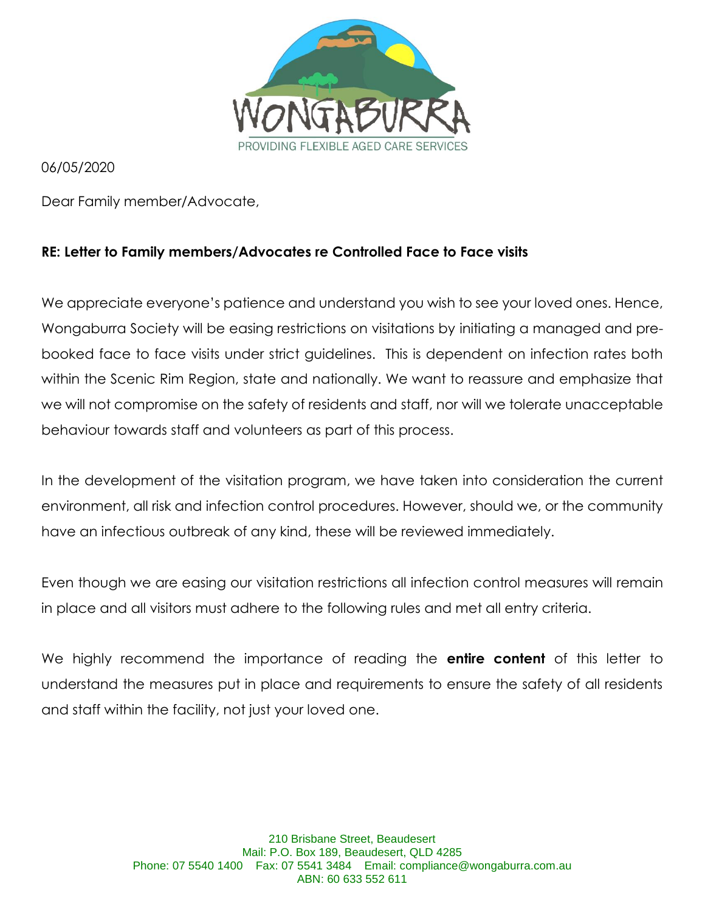WONGABURRA

PROVIDING FLEXIBLE AGED CARE SERVICES

06/05/2020

Dear Family member/Advocate,

**RE: Letter to Family members/Advocates re Controlled Face to Face visits**

We appreciate everyone's patience and understand you wish to see your loved ones. Hence, Wongaburra Society will be easing restrictions on visitations by initiating a managed and pre-booked face to face visits under strict guidelines. This is dependent on infection rates both within the Scenic Rim Region, state and nationally. We want to reassure and emphasize that we will not compromise on the safety of residents and staff, nor will we tolerate unacceptable behaviour towards staff and volunteers as part of this process.

In the development of the visitation program, we have taken into consideration the current environment, all risk and infection control procedures. However, should we, or the community have an infectious outbreak of any kind, these will be reviewed immediately.

Even though we are easing our visitation restrictions all infection control measures will remain in place and all visitors must adhere to the following rules and met all entry criteria.

We highly recommend the importance of reading the **entire content** of this letter to understand the measures put in place and requirements to ensure the safety of all residents and staff within the facility, not just your loved one.

210 Brisbane Street, Beaudesert
Mail: P.O. Box 189, Beaudesert, QLD 4285
Phone: 07 5540 1400 Fax: 07 5541 3484 Email: compliance@wongaburra.com.au
ABN: 60 633 552 611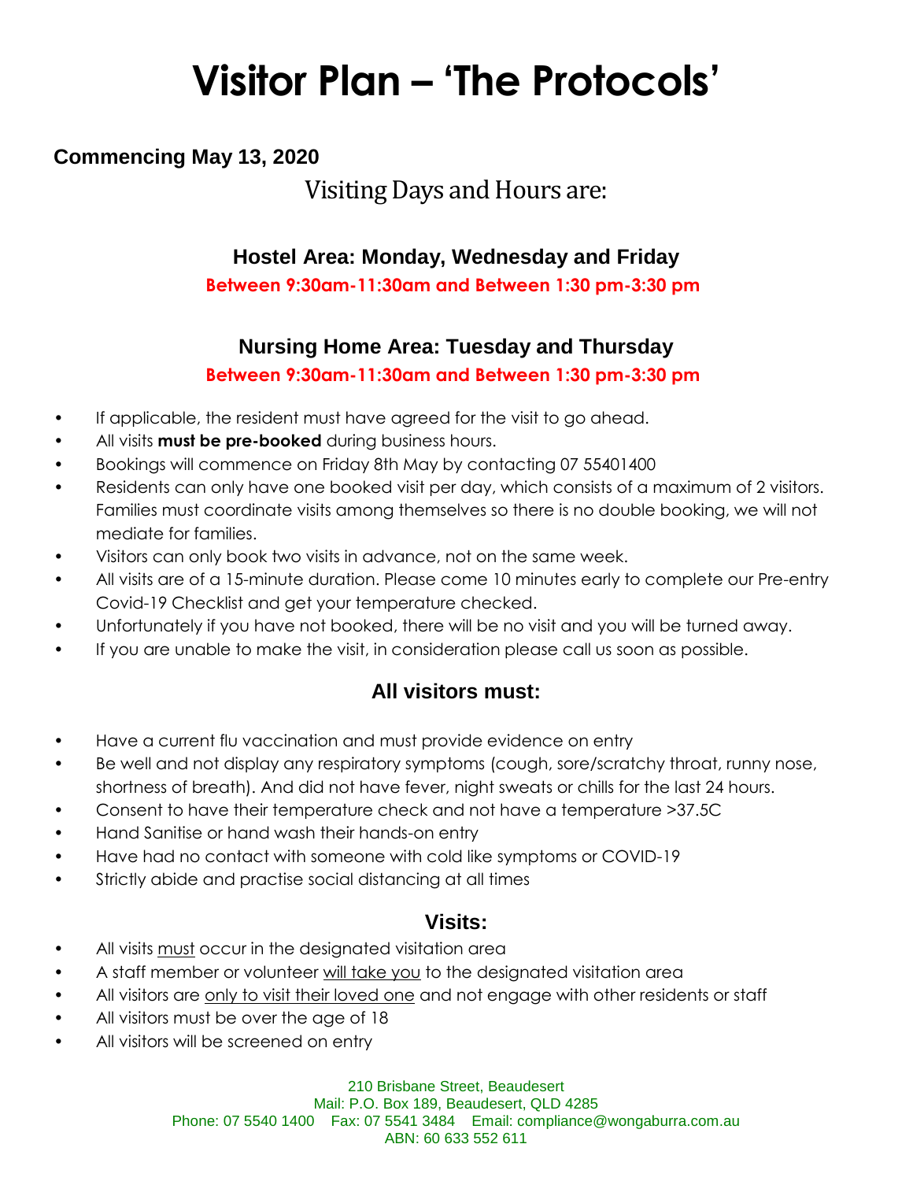# Visitor Plan – 'The Protocols'

**Commencing May 13, 2020**

## Visiting Days and Hours are:

### Hostel Area: Monday, Wednesday and Friday

**Between 9:30am-11:30am and Between 1:30 pm-3:30 pm**

### Nursing Home Area: Tuesday and Thursday

**Between 9:30am-11:30am and Between 1:30 pm-3:30 pm**

- If applicable, the resident must have agreed for the visit to go ahead.
- All visits **must be pre-booked** during business hours.
- Bookings will commence on Friday 8th May by contacting 07 55401400
- Residents can only have one booked visit per day, which consists of a maximum of 2 visitors. Families must coordinate visits among themselves so there is no double booking, we will not mediate for families.
- Visitors can only book two visits in advance, not on the same week.
- All visits are of a 15-minute duration. Please come 10 minutes early to complete our Pre-entry Covid-19 Checklist and get your temperature checked.
- Unfortunately if you have not booked, there will be no visit and you will be turned away.
- If you are unable to make the visit, in consideration please call us soon as possible.

### All visitors must:

- Have a current flu vaccination and must provide evidence on entry
- Be well and not display any respiratory symptoms (cough, sore/scratchy throat, runny nose, shortness of breath). And did not have fever, night sweats or chills for the last 24 hours.
- Consent to have their temperature check and not have a temperature >37.5C
- Hand Sanitise or hand wash their hands-on entry
- Have had no contact with someone with cold like symptoms or COVID-19
- Strictly abide and practise social distancing at all times

### Visits:

- All visits must occur in the designated visitation area
- A staff member or volunteer will take you to the designated visitation area
- All visitors are only to visit their loved one and not engage with other residents or staff
- All visitors must be over the age of 18
- All visitors will be screened on entry

210 Brisbane Street, Beaudesert
Mail: P.O. Box 189, Beaudesert, QLD 4285
Phone: 07 5540 1400 Fax: 07 5541 3484 Email: compliance@wongaburra.com.au
ABN: 60 633 552 611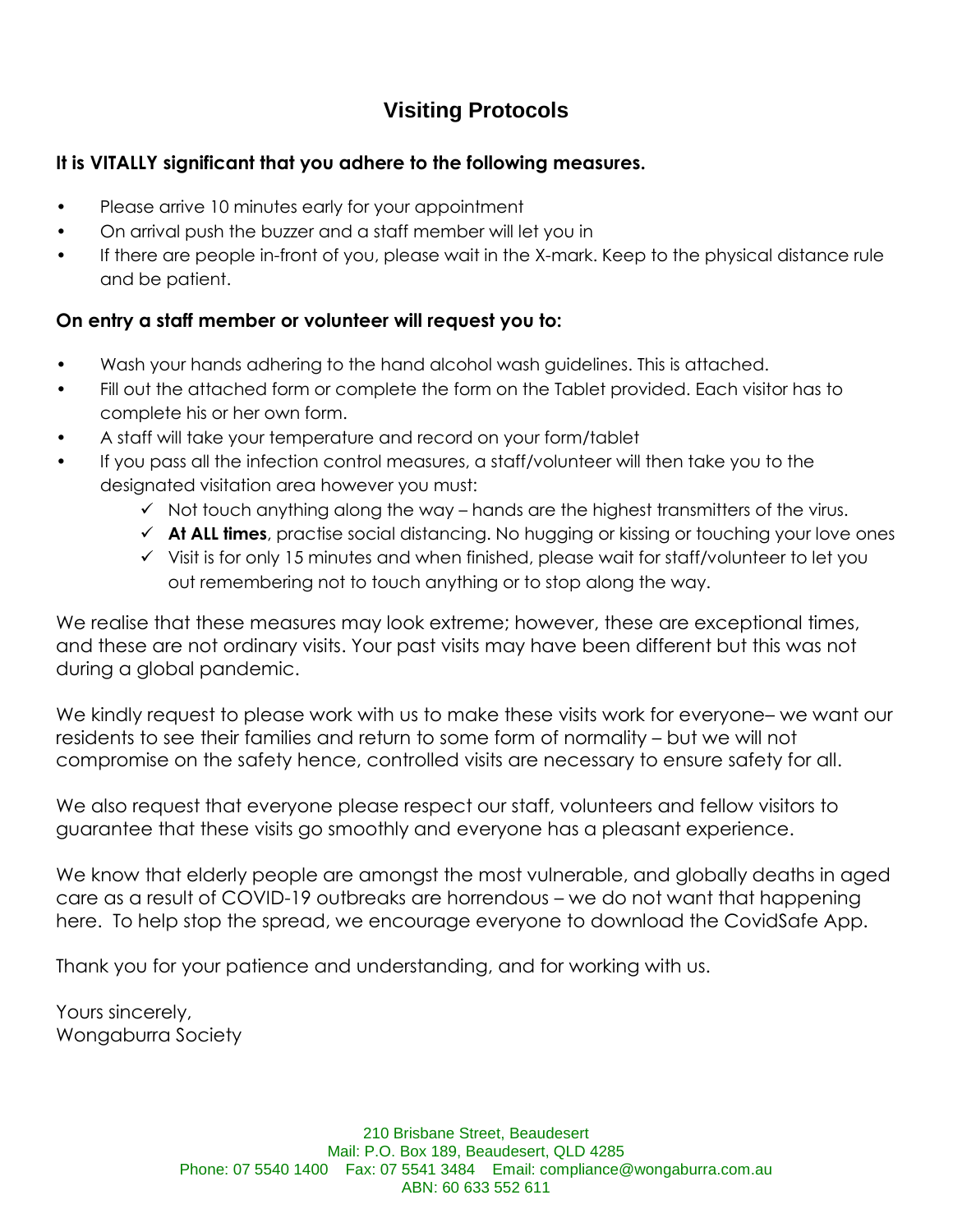# Visiting Protocols

**It is VITALLY significant that you adhere to the following measures.**

- Please arrive 10 minutes early for your appointment
- On arrival push the buzzer and a staff member will let you in
- If there are people in-front of you, please wait in the X-mark. Keep to the physical distance rule and be patient.

**On entry a staff member or volunteer will request you to:**

- Wash your hands adhering to the hand alcohol wash guidelines. This is attached.
- Fill out the attached form or complete the form on the Tablet provided. Each visitor has to complete his or her own form.
- A staff will take your temperature and record on your form/tablet
- If you pass all the infection control measures, a staff/volunteer will then take you to the designated visitation area however you must:
  - ✓ Not touch anything along the way – hands are the highest transmitters of the virus.
  - ✓ **At ALL times**, practise social distancing. No hugging or kissing or touching your love ones
  - ✓ Visit is for only 15 minutes and when finished, please wait for staff/volunteer to let you out remembering not to touch anything or to stop along the way.

We realise that these measures may look extreme; however, these are exceptional times, and these are not ordinary visits. Your past visits may have been different but this was not during a global pandemic.

We kindly request to please work with us to make these visits work for everyone– we want our residents to see their families and return to some form of normality – but we will not compromise on the safety hence, controlled visits are necessary to ensure safety for all.

We also request that everyone please respect our staff, volunteers and fellow visitors to guarantee that these visits go smoothly and everyone has a pleasant experience.

We know that elderly people are amongst the most vulnerable, and globally deaths in aged care as a result of COVID-19 outbreaks are horrendous – we do not want that happening here. To help stop the spread, we encourage everyone to download the CovidSafe App.

Thank you for your patience and understanding, and for working with us.

Yours sincerely,
Wongaburra Society

210 Brisbane Street, Beaudesert
Mail: P.O. Box 189, Beaudesert, QLD 4285
Phone: 07 5540 1400 Fax: 07 5541 3484 Email: compliance@wongaburra.com.au
ABN: 60 633 552 611